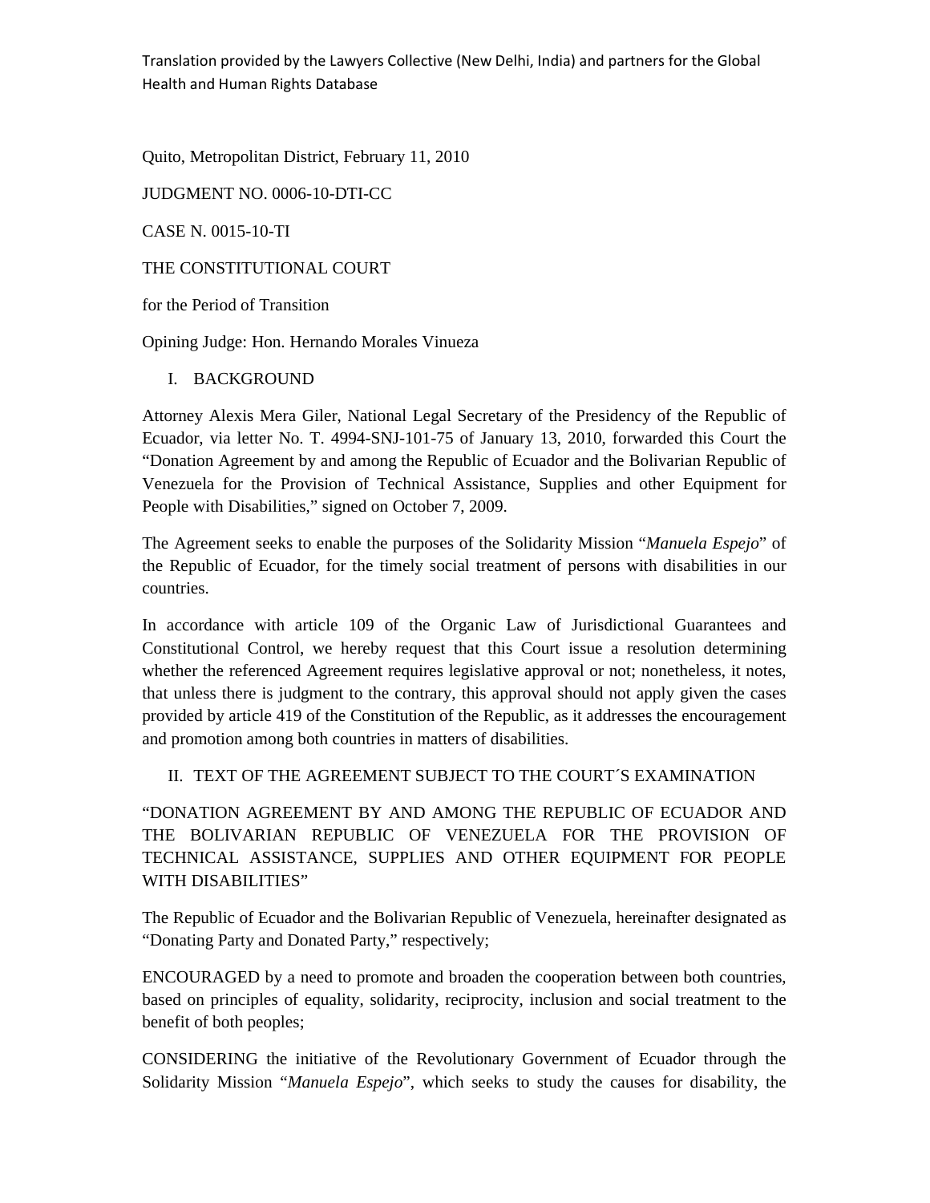Translation provided by the Lawyers Collective (New Delhi, India) and partners for the Global Health and Human Rights Database

Quito, Metropolitan District, February 11, 2010

JUDGMENT NO. 0006-10-DTI-CC

CASE N. 0015-10-TI

THE CONSTITUTIONAL COURT

for the Period of Transition

Opining Judge: Hon. Hernando Morales Vinueza

## I. BACKGROUND

Attorney Alexis Mera Giler, National Legal Secretary of the Presidency of the Republic of Ecuador, via letter No. T. 4994-SNJ-101-75 of January 13, 2010, forwarded this Court the "Donation Agreement by and among the Republic of Ecuador and the Bolivarian Republic of Venezuela for the Provision of Technical Assistance, Supplies and other Equipment for People with Disabilities," signed on October 7, 2009.

The Agreement seeks to enable the purposes of the Solidarity Mission "*Manuela Espejo*" of the Republic of Ecuador, for the timely social treatment of persons with disabilities in our countries.

In accordance with article 109 of the Organic Law of Jurisdictional Guarantees and Constitutional Control, we hereby request that this Court issue a resolution determining whether the referenced Agreement requires legislative approval or not; nonetheless, it notes, that unless there is judgment to the contrary, this approval should not apply given the cases provided by article 419 of the Constitution of the Republic, as it addresses the encouragement and promotion among both countries in matters of disabilities.

## II. TEXT OF THE AGREEMENT SUBJECT TO THE COURT´S EXAMINATION

"DONATION AGREEMENT BY AND AMONG THE REPUBLIC OF ECUADOR AND THE BOLIVARIAN REPUBLIC OF VENEZUELA FOR THE PROVISION OF TECHNICAL ASSISTANCE, SUPPLIES AND OTHER EQUIPMENT FOR PEOPLE WITH DISABILITIES"

The Republic of Ecuador and the Bolivarian Republic of Venezuela, hereinafter designated as "Donating Party and Donated Party," respectively;

ENCOURAGED by a need to promote and broaden the cooperation between both countries, based on principles of equality, solidarity, reciprocity, inclusion and social treatment to the benefit of both peoples;

CONSIDERING the initiative of the Revolutionary Government of Ecuador through the Solidarity Mission "*Manuela Espejo*", which seeks to study the causes for disability, the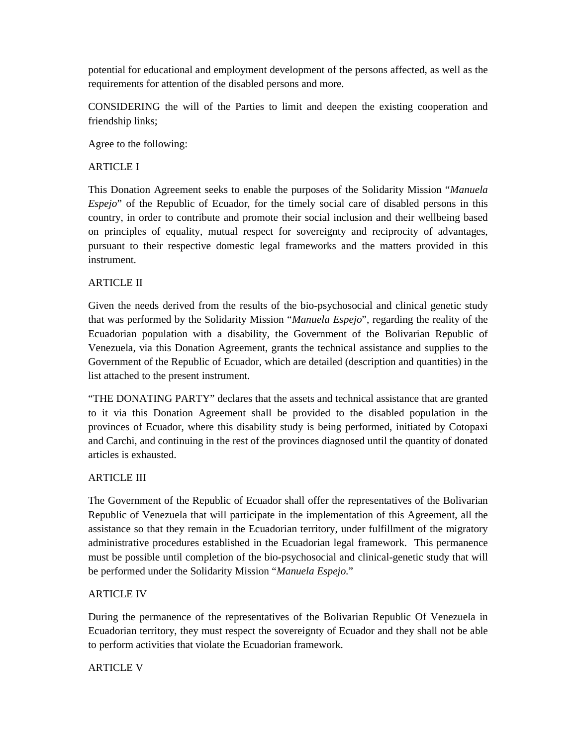potential for educational and employment development of the persons affected, as well as the requirements for attention of the disabled persons and more.

CONSIDERING the will of the Parties to limit and deepen the existing cooperation and friendship links;

Agree to the following:

ARTICLE I

This Donation Agreement seeks to enable the purposes of the Solidarity Mission "*Manuela Espejo*" of the Republic of Ecuador, for the timely social care of disabled persons in this country, in order to contribute and promote their social inclusion and their wellbeing based on principles of equality, mutual respect for sovereignty and reciprocity of advantages, pursuant to their respective domestic legal frameworks and the matters provided in this instrument.

ARTICLE II

Given the needs derived from the results of the bio-psychosocial and clinical genetic study that was performed by the Solidarity Mission "*Manuela Espejo*", regarding the reality of the Ecuadorian population with a disability, the Government of the Bolivarian Republic of Venezuela, via this Donation Agreement, grants the technical assistance and supplies to the Government of the Republic of Ecuador, which are detailed (description and quantities) in the list attached to the present instrument.

"THE DONATING PARTY" declares that the assets and technical assistance that are granted to it via this Donation Agreement shall be provided to the disabled population in the provinces of Ecuador, where this disability study is being performed, initiated by Cotopaxi and Carchi, and continuing in the rest of the provinces diagnosed until the quantity of donated articles is exhausted.

ARTICLE III

The Government of the Republic of Ecuador shall offer the representatives of the Bolivarian Republic of Venezuela that will participate in the implementation of this Agreement, all the assistance so that they remain in the Ecuadorian territory, under fulfillment of the migratory administrative procedures established in the Ecuadorian legal framework. This permanence must be possible until completion of the bio-psychosocial and clinical-genetic study that will be performed under the Solidarity Mission "*Manuela Espejo*."

ARTICLE IV

During the permanence of the representatives of the Bolivarian Republic Of Venezuela in Ecuadorian territory, they must respect the sovereignty of Ecuador and they shall not be able to perform activities that violate the Ecuadorian framework.

ARTICLE V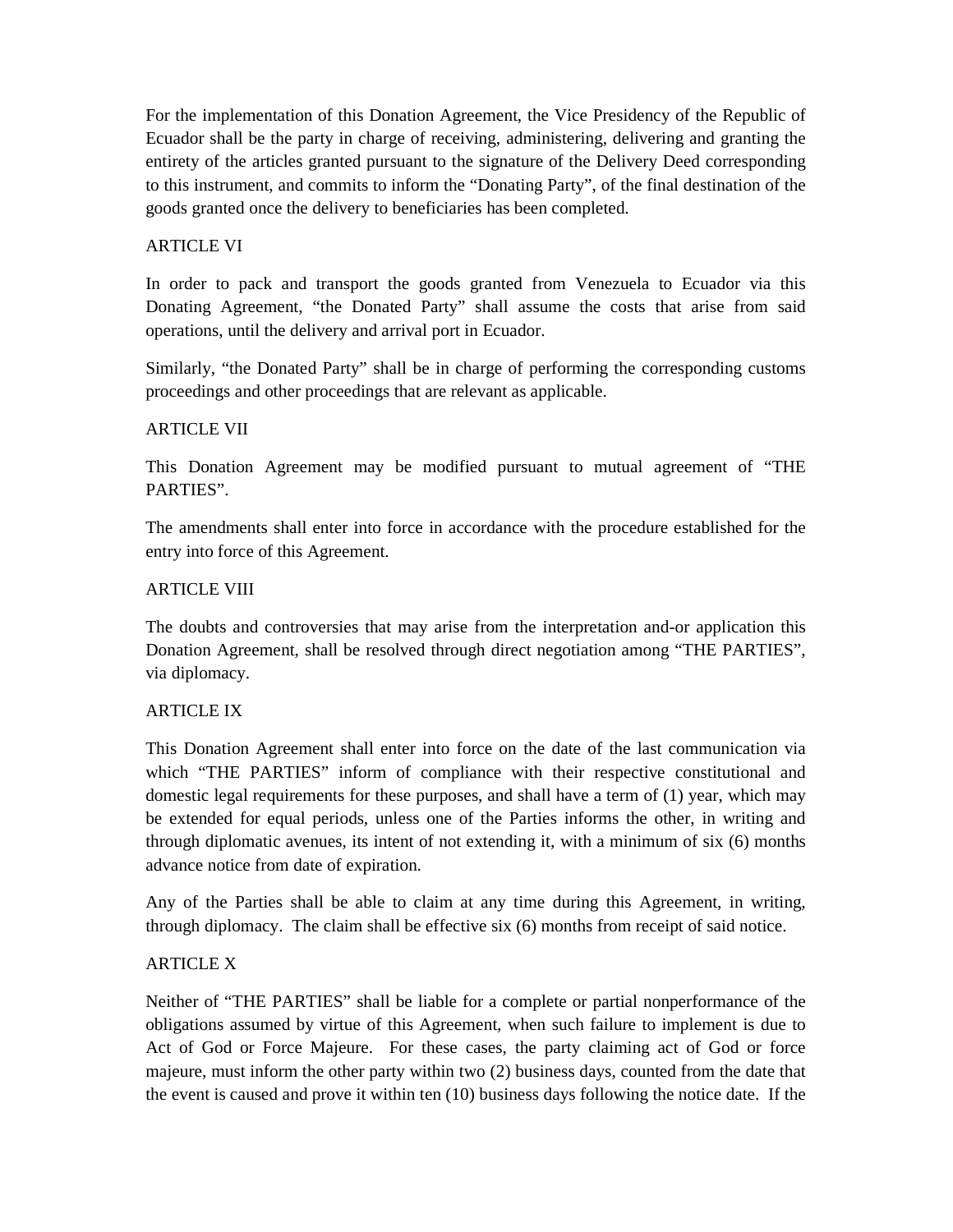For the implementation of this Donation Agreement, the Vice Presidency of the Republic of Ecuador shall be the party in charge of receiving, administering, delivering and granting the entirety of the articles granted pursuant to the signature of the Delivery Deed corresponding to this instrument, and commits to inform the "Donating Party", of the final destination of the goods granted once the delivery to beneficiaries has been completed.

ARTICLE VI

In order to pack and transport the goods granted from Venezuela to Ecuador via this Donating Agreement, "the Donated Party" shall assume the costs that arise from said operations, until the delivery and arrival port in Ecuador.

Similarly, "the Donated Party" shall be in charge of performing the corresponding customs proceedings and other proceedings that are relevant as applicable.

ARTICLE VII

This Donation Agreement may be modified pursuant to mutual agreement of "THE PARTIES".

The amendments shall enter into force in accordance with the procedure established for the entry into force of this Agreement.

ARTICLE VIII

The doubts and controversies that may arise from the interpretation and-or application this Donation Agreement, shall be resolved through direct negotiation among "THE PARTIES", via diplomacy.

ARTICLE IX

This Donation Agreement shall enter into force on the date of the last communication via which "THE PARTIES" inform of compliance with their respective constitutional and domestic legal requirements for these purposes, and shall have a term of (1) year, which may be extended for equal periods, unless one of the Parties informs the other, in writing and through diplomatic avenues, its intent of not extending it, with a minimum of six (6) months advance notice from date of expiration.

Any of the Parties shall be able to claim at any time during this Agreement, in writing, through diplomacy. The claim shall be effective six (6) months from receipt of said notice.

ARTICLE X

Neither of "THE PARTIES" shall be liable for a complete or partial nonperformance of the obligations assumed by virtue of this Agreement, when such failure to implement is due to Act of God or Force Majeure. For these cases, the party claiming act of God or force majeure, must inform the other party within two (2) business days, counted from the date that the event is caused and prove it within ten (10) business days following the notice date. If the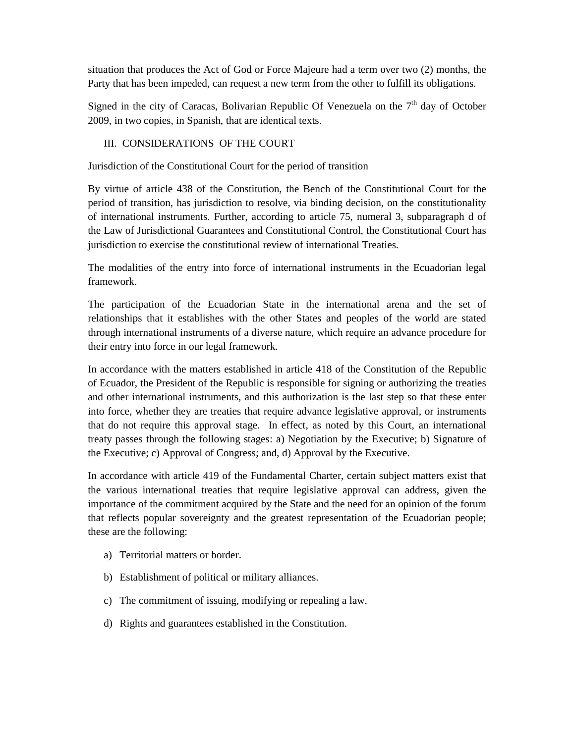situation that produces the Act of God or Force Majeure had a term over two (2) months, the Party that has been impeded, can request a new term from the other to fulfill its obligations.

Signed in the city of Caracas, Bolivarian Republic Of Venezuela on the 7th day of October 2009, in two copies, in Spanish, that are identical texts.

## III. CONSIDERATIONS OF THE COURT

Jurisdiction of the Constitutional Court for the period of transition

By virtue of article 438 of the Constitution, the Bench of the Constitutional Court for the period of transition, has jurisdiction to resolve, via binding decision, on the constitutionality of international instruments. Further, according to article 75, numeral 3, subparagraph d of the Law of Jurisdictional Guarantees and Constitutional Control, the Constitutional Court has jurisdiction to exercise the constitutional review of international Treaties.

The modalities of the entry into force of international instruments in the Ecuadorian legal framework.

The participation of the Ecuadorian State in the international arena and the set of relationships that it establishes with the other States and peoples of the world are stated through international instruments of a diverse nature, which require an advance procedure for their entry into force in our legal framework.

In accordance with the matters established in article 418 of the Constitution of the Republic of Ecuador, the President of the Republic is responsible for signing or authorizing the treaties and other international instruments, and this authorization is the last step so that these enter into force, whether they are treaties that require advance legislative approval, or instruments that do not require this approval stage. In effect, as noted by this Court, an international treaty passes through the following stages: a) Negotiation by the Executive; b) Signature of the Executive; c) Approval of Congress; and, d) Approval by the Executive.

In accordance with article 419 of the Fundamental Charter, certain subject matters exist that the various international treaties that require legislative approval can address, given the importance of the commitment acquired by the State and the need for an opinion of the forum that reflects popular sovereignty and the greatest representation of the Ecuadorian people; these are the following:

a) Territorial matters or border.

b) Establishment of political or military alliances.

c) The commitment of issuing, modifying or repealing a law.

d) Rights and guarantees established in the Constitution.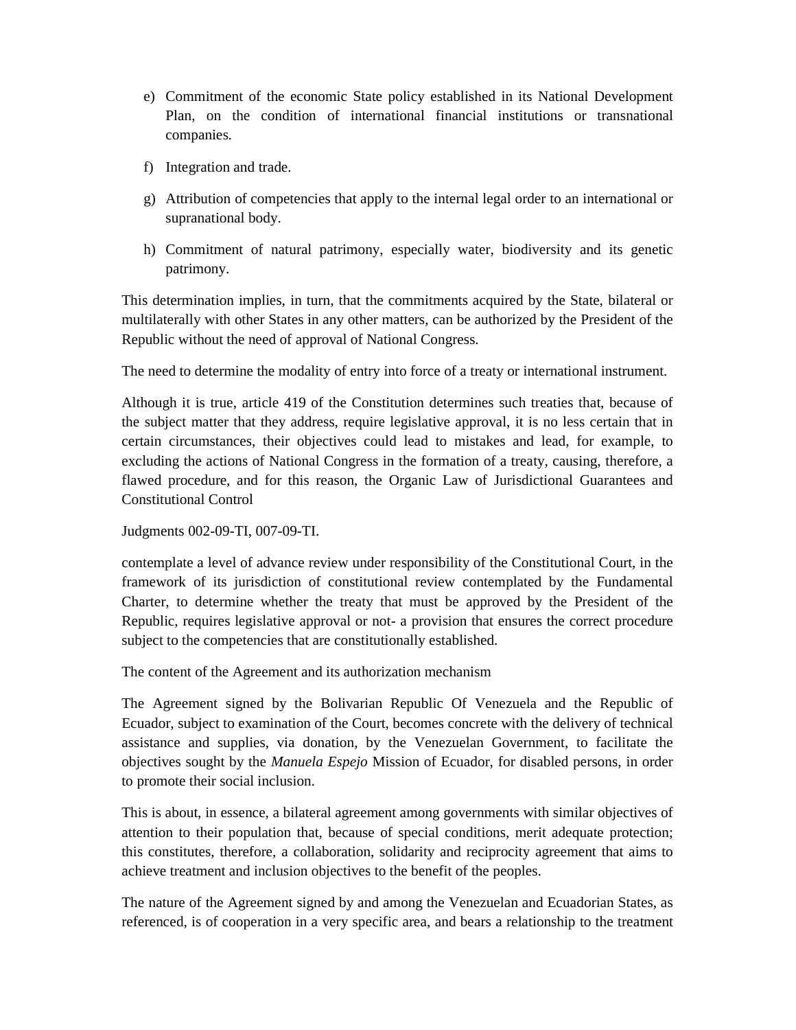e) Commitment of the economic State policy established in its National Development Plan, on the condition of international financial institutions or transnational companies.

f) Integration and trade.

g) Attribution of competencies that apply to the internal legal order to an international or supranational body.

h) Commitment of natural patrimony, especially water, biodiversity and its genetic patrimony.

This determination implies, in turn, that the commitments acquired by the State, bilateral or multilaterally with other States in any other matters, can be authorized by the President of the Republic without the need of approval of National Congress.

The need to determine the modality of entry into force of a treaty or international instrument.

Although it is true, article 419 of the Constitution determines such treaties that, because of the subject matter that they address, require legislative approval, it is no less certain that in certain circumstances, their objectives could lead to mistakes and lead, for example, to excluding the actions of National Congress in the formation of a treaty, causing, therefore, a flawed procedure, and for this reason, the Organic Law of Jurisdictional Guarantees and Constitutional Control

Judgments 002-09-TI, 007-09-TI.

contemplate a level of advance review under responsibility of the Constitutional Court, in the framework of its jurisdiction of constitutional review contemplated by the Fundamental Charter, to determine whether the treaty that must be approved by the President of the Republic, requires legislative approval or not- a provision that ensures the correct procedure subject to the competencies that are constitutionally established.

The content of the Agreement and its authorization mechanism

The Agreement signed by the Bolivarian Republic Of Venezuela and the Republic of Ecuador, subject to examination of the Court, becomes concrete with the delivery of technical assistance and supplies, via donation, by the Venezuelan Government, to facilitate the objectives sought by the *Manuela Espejo* Mission of Ecuador, for disabled persons, in order to promote their social inclusion.

This is about, in essence, a bilateral agreement among governments with similar objectives of attention to their population that, because of special conditions, merit adequate protection; this constitutes, therefore, a collaboration, solidarity and reciprocity agreement that aims to achieve treatment and inclusion objectives to the benefit of the peoples.

The nature of the Agreement signed by and among the Venezuelan and Ecuadorian States, as referenced, is of cooperation in a very specific area, and bears a relationship to the treatment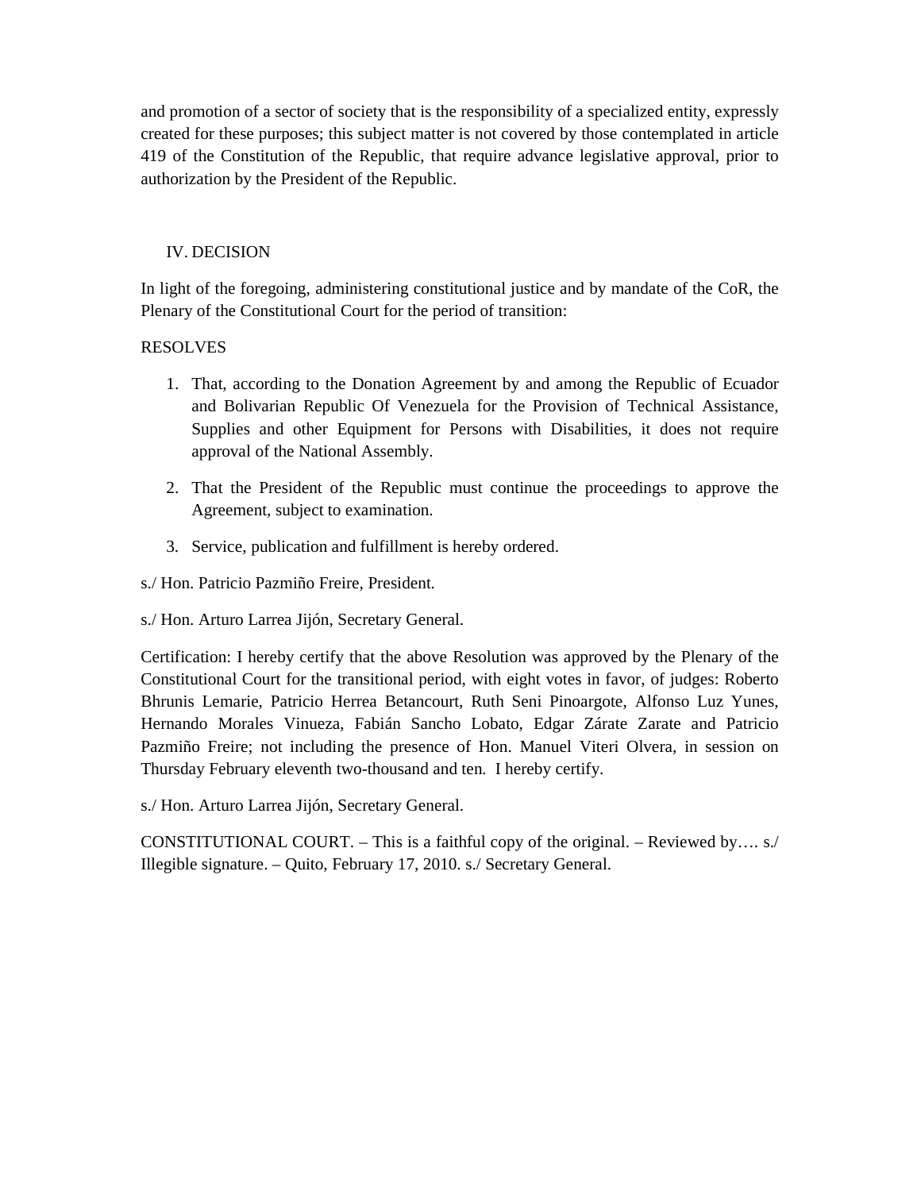and promotion of a sector of society that is the responsibility of a specialized entity, expressly created for these purposes; this subject matter is not covered by those contemplated in article 419 of the Constitution of the Republic, that require advance legislative approval, prior to authorization by the President of the Republic.

## IV. DECISION

In light of the foregoing, administering constitutional justice and by mandate of the CoR, the Plenary of the Constitutional Court for the period of transition:

RESOLVES

1. That, according to the Donation Agreement by and among the Republic of Ecuador and Bolivarian Republic Of Venezuela for the Provision of Technical Assistance, Supplies and other Equipment for Persons with Disabilities, it does not require approval of the National Assembly.
2. That the President of the Republic must continue the proceedings to approve the Agreement, subject to examination.
3. Service, publication and fulfillment is hereby ordered.

s./ Hon. Patricio Pazmiño Freire, President.

s./ Hon. Arturo Larrea Jijón, Secretary General.

Certification: I hereby certify that the above Resolution was approved by the Plenary of the Constitutional Court for the transitional period, with eight votes in favor, of judges: Roberto Bhrunis Lemarie, Patricio Herrea Betancourt, Ruth Seni Pinoargote, Alfonso Luz Yunes, Hernando Morales Vinueza, Fabián Sancho Lobato, Edgar Zárate Zarate and Patricio Pazmiño Freire; not including the presence of Hon. Manuel Viteri Olvera, in session on Thursday February eleventh two-thousand and ten. I hereby certify.

s./ Hon. Arturo Larrea Jijón, Secretary General.

CONSTITUTIONAL COURT. – This is a faithful copy of the original. – Reviewed by…. s./ Illegible signature. – Quito, February 17, 2010. s./ Secretary General.